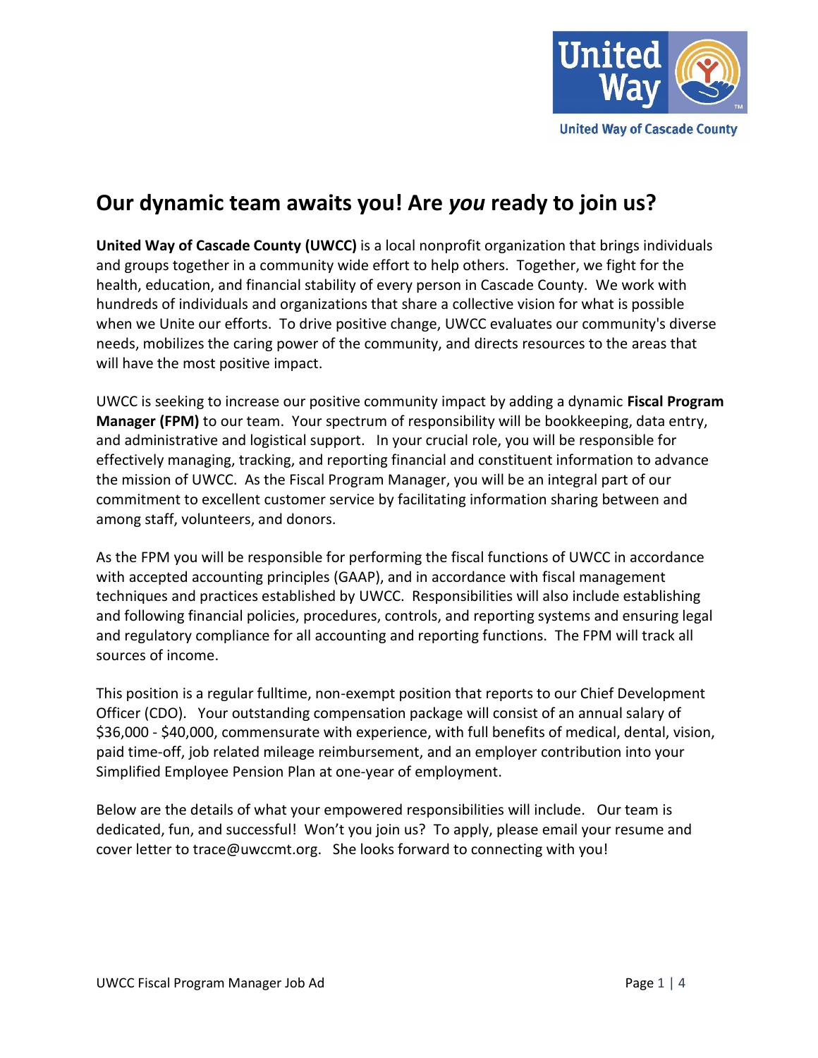# Our dynamic team awaits you! Are *you* ready to join us?

**United Way of Cascade County (UWCC)** is a local nonprofit organization that brings individuals and groups together in a community wide effort to help others. Together, we fight for the health, education, and financial stability of every person in Cascade County. We work with hundreds of individuals and organizations that share a collective vision for what is possible when we Unite our efforts. To drive positive change, UWCC evaluates our community's diverse needs, mobilizes the caring power of the community, and directs resources to the areas that will have the most positive impact.

UWCC is seeking to increase our positive community impact by adding a dynamic **Fiscal Program Manager (FPM)** to our team. Your spectrum of responsibility will be bookkeeping, data entry, and administrative and logistical support. In your crucial role, you will be responsible for effectively managing, tracking, and reporting financial and constituent information to advance the mission of UWCC. As the Fiscal Program Manager, you will be an integral part of our commitment to excellent customer service by facilitating information sharing between and among staff, volunteers, and donors.

As the FPM you will be responsible for performing the fiscal functions of UWCC in accordance with accepted accounting principles (GAAP), and in accordance with fiscal management techniques and practices established by UWCC. Responsibilities will also include establishing and following financial policies, procedures, controls, and reporting systems and ensuring legal and regulatory compliance for all accounting and reporting functions. The FPM will track all sources of income.

This position is a regular fulltime, non-exempt position that reports to our Chief Development Officer (CDO). Your outstanding compensation package will consist of an annual salary of $36,000 - $40,000, commensurate with experience, with full benefits of medical, dental, vision, paid time-off, job related mileage reimbursement, and an employer contribution into your Simplified Employee Pension Plan at one-year of employment.

Below are the details of what your empowered responsibilities will include. Our team is dedicated, fun, and successful! Won't you join us? To apply, please email your resume and cover letter to trace@uwccmt.org. She looks forward to connecting with you!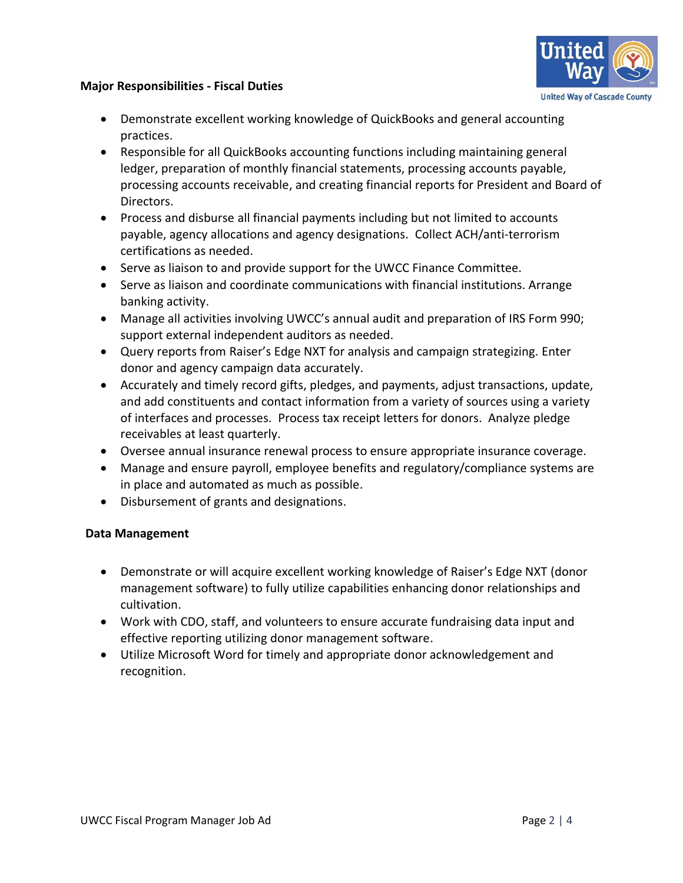**Major Responsibilities - Fiscal Duties**

- Demonstrate excellent working knowledge of QuickBooks and general accounting practices.
- Responsible for all QuickBooks accounting functions including maintaining general ledger, preparation of monthly financial statements, processing accounts payable, processing accounts receivable, and creating financial reports for President and Board of Directors.
- Process and disburse all financial payments including but not limited to accounts payable, agency allocations and agency designations. Collect ACH/anti-terrorism certifications as needed.
- Serve as liaison to and provide support for the UWCC Finance Committee.
- Serve as liaison and coordinate communications with financial institutions. Arrange banking activity.
- Manage all activities involving UWCC's annual audit and preparation of IRS Form 990; support external independent auditors as needed.
- Query reports from Raiser's Edge NXT for analysis and campaign strategizing. Enter donor and agency campaign data accurately.
- Accurately and timely record gifts, pledges, and payments, adjust transactions, update, and add constituents and contact information from a variety of sources using a variety of interfaces and processes. Process tax receipt letters for donors. Analyze pledge receivables at least quarterly.
- Oversee annual insurance renewal process to ensure appropriate insurance coverage.
- Manage and ensure payroll, employee benefits and regulatory/compliance systems are in place and automated as much as possible.
- Disbursement of grants and designations.

**Data Management**

- Demonstrate or will acquire excellent working knowledge of Raiser's Edge NXT (donor management software) to fully utilize capabilities enhancing donor relationships and cultivation.
- Work with CDO, staff, and volunteers to ensure accurate fundraising data input and effective reporting utilizing donor management software.
- Utilize Microsoft Word for timely and appropriate donor acknowledgement and recognition.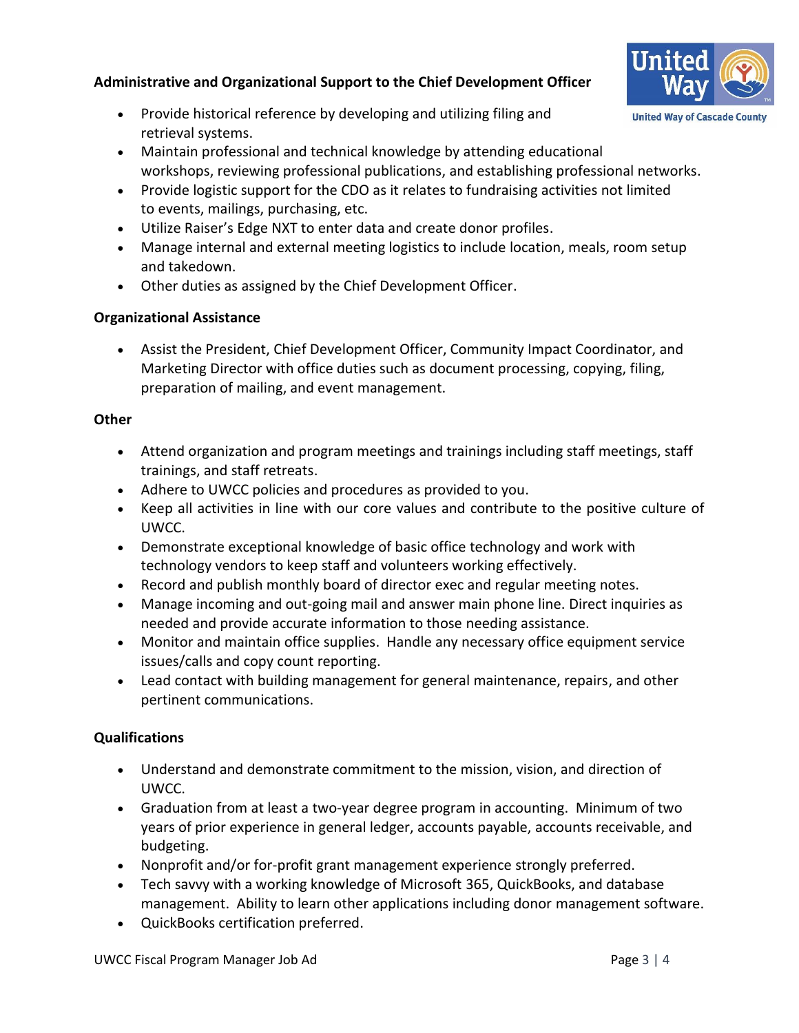**Administrative and Organizational Support to the Chief Development Officer**

- Provide historical reference by developing and utilizing filing and retrieval systems.
- Maintain professional and technical knowledge by attending educational workshops, reviewing professional publications, and establishing professional networks.
- Provide logistic support for the CDO as it relates to fundraising activities not limited to events, mailings, purchasing, etc.
- Utilize Raiser's Edge NXT to enter data and create donor profiles.
- Manage internal and external meeting logistics to include location, meals, room setup and takedown.
- Other duties as assigned by the Chief Development Officer.

**Organizational Assistance**

- Assist the President, Chief Development Officer, Community Impact Coordinator, and Marketing Director with office duties such as document processing, copying, filing, preparation of mailing, and event management.

**Other**

- Attend organization and program meetings and trainings including staff meetings, staff trainings, and staff retreats.
- Adhere to UWCC policies and procedures as provided to you.
- Keep all activities in line with our core values and contribute to the positive culture of UWCC.
- Demonstrate exceptional knowledge of basic office technology and work with technology vendors to keep staff and volunteers working effectively.
- Record and publish monthly board of director exec and regular meeting notes.
- Manage incoming and out-going mail and answer main phone line. Direct inquiries as needed and provide accurate information to those needing assistance.
- Monitor and maintain office supplies. Handle any necessary office equipment service issues/calls and copy count reporting.
- Lead contact with building management for general maintenance, repairs, and other pertinent communications.

**Qualifications**

- Understand and demonstrate commitment to the mission, vision, and direction of UWCC.
- Graduation from at least a two-year degree program in accounting. Minimum of two years of prior experience in general ledger, accounts payable, accounts receivable, and budgeting.
- Nonprofit and/or for-profit grant management experience strongly preferred.
- Tech savvy with a working knowledge of Microsoft 365, QuickBooks, and database management. Ability to learn other applications including donor management software.
- QuickBooks certification preferred.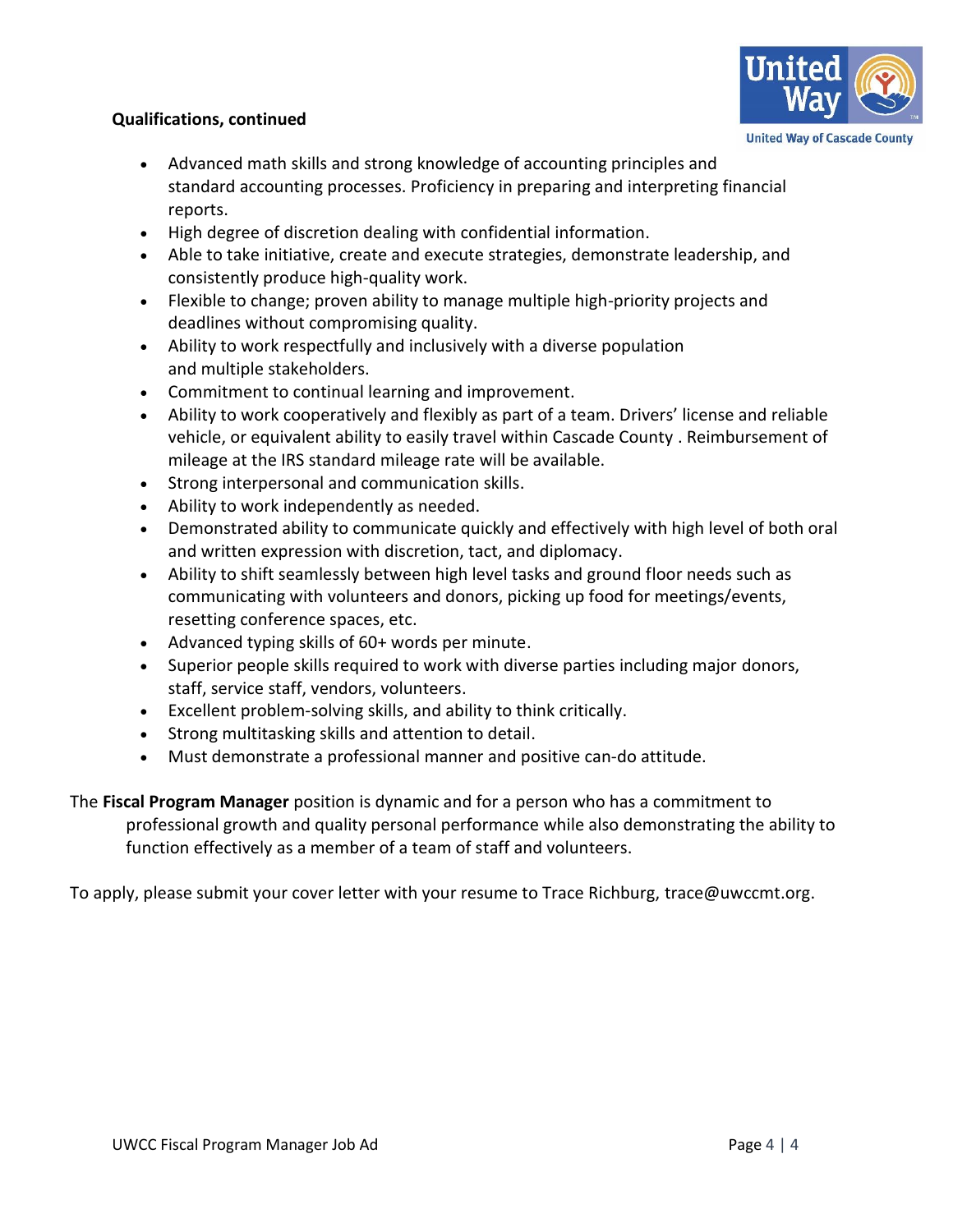**Qualifications, continued**

- Advanced math skills and strong knowledge of accounting principles and standard accounting processes. Proficiency in preparing and interpreting financial reports.
- High degree of discretion dealing with confidential information.
- Able to take initiative, create and execute strategies, demonstrate leadership, and consistently produce high-quality work.
- Flexible to change; proven ability to manage multiple high-priority projects and deadlines without compromising quality.
- Ability to work respectfully and inclusively with a diverse population and multiple stakeholders.
- Commitment to continual learning and improvement.
- Ability to work cooperatively and flexibly as part of a team. Drivers' license and reliable vehicle, or equivalent ability to easily travel within Cascade County . Reimbursement of mileage at the IRS standard mileage rate will be available.
- Strong interpersonal and communication skills.
- Ability to work independently as needed.
- Demonstrated ability to communicate quickly and effectively with high level of both oral and written expression with discretion, tact, and diplomacy.
- Ability to shift seamlessly between high level tasks and ground floor needs such as communicating with volunteers and donors, picking up food for meetings/events, resetting conference spaces, etc.
- Advanced typing skills of 60+ words per minute.
- Superior people skills required to work with diverse parties including major donors, staff, service staff, vendors, volunteers.
- Excellent problem-solving skills, and ability to think critically.
- Strong multitasking skills and attention to detail.
- Must demonstrate a professional manner and positive can-do attitude.

The **Fiscal Program Manager** position is dynamic and for a person who has a commitment to professional growth and quality personal performance while also demonstrating the ability to function effectively as a member of a team of staff and volunteers.

To apply, please submit your cover letter with your resume to Trace Richburg, trace@uwccmt.org.